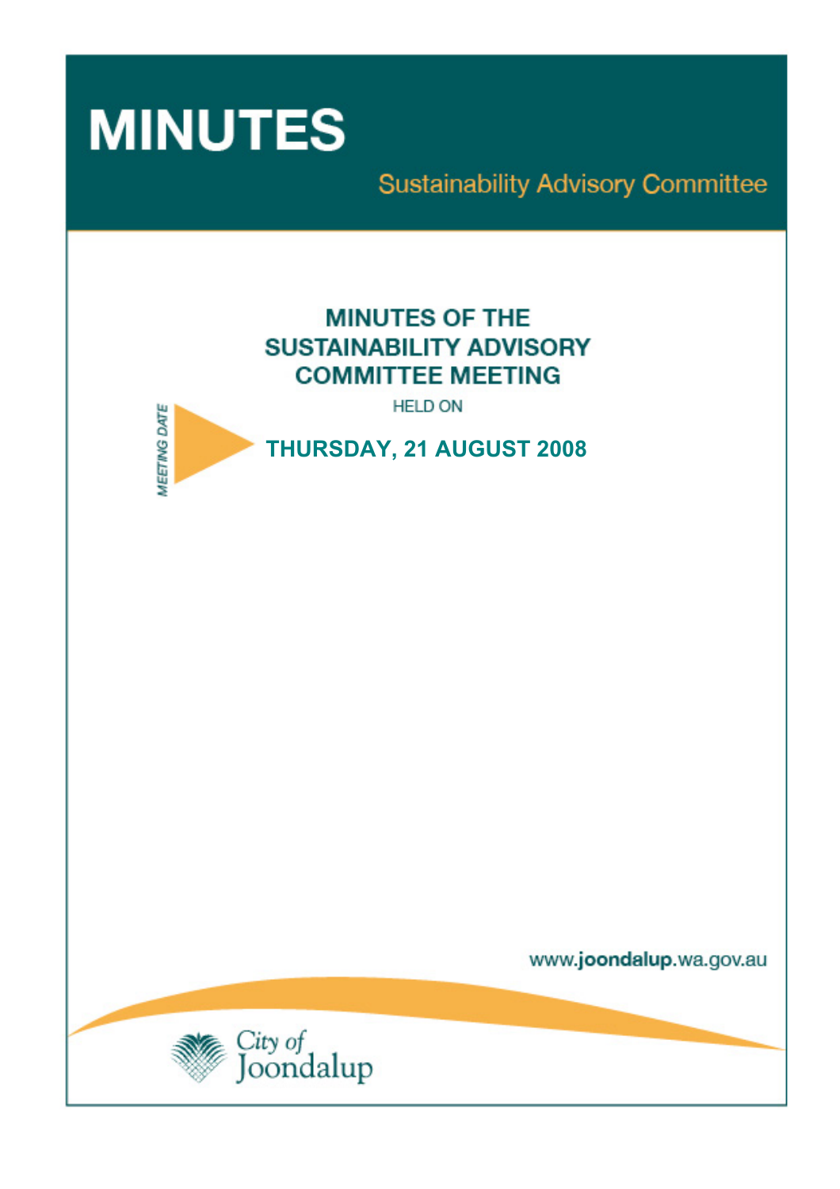# MINUTES

## Sustainability Advisory Committee

## MINUTES OF THE SUSTAINABILITY ADVISORY COMMITTEE MEETING

HELD ON

MEETING DATE

**THURSDAY, 21 AUGUST 2008**

www.joondalup.wa.gov.au

City of Joondalup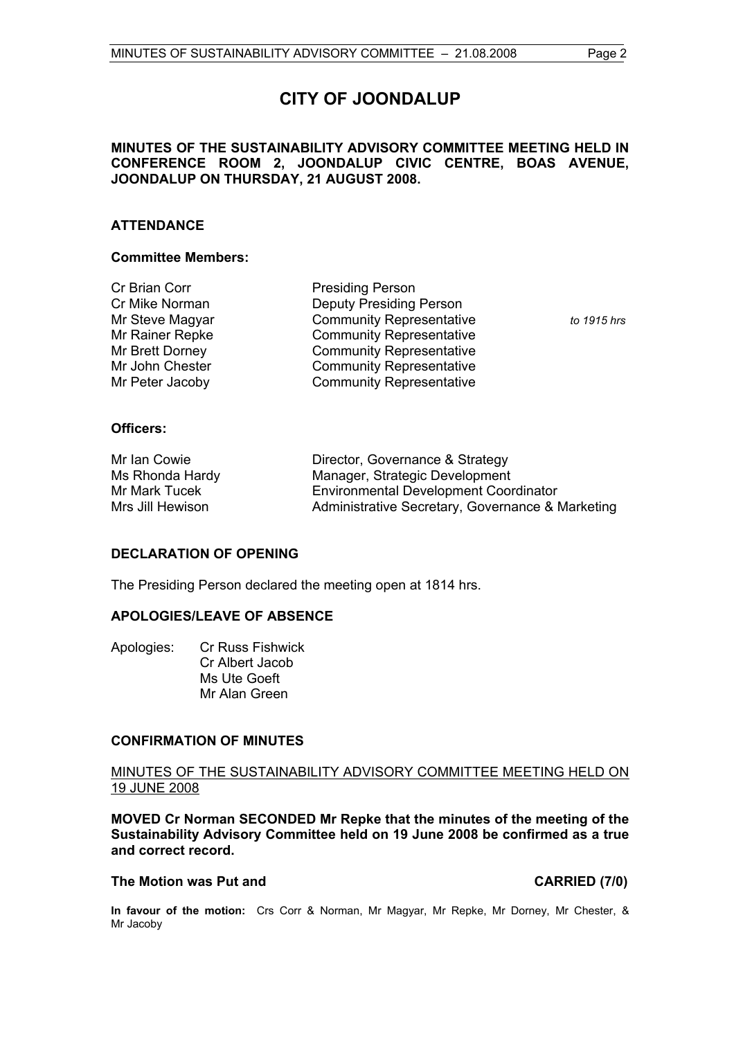# CITY OF JOONDALUP

**MINUTES OF THE SUSTAINABILITY ADVISORY COMMITTEE MEETING HELD IN CONFERENCE ROOM 2, JOONDALUP CIVIC CENTRE, BOAS AVENUE, JOONDALUP ON THURSDAY, 21 AUGUST 2008.**

## ATTENDANCE

### Committee Members:

| | | |
|---|---|---|
| Cr Brian Corr | Presiding Person | |
| Cr Mike Norman | Deputy Presiding Person | |
| Mr Steve Magyar | Community Representative | *to 1915 hrs* |
| Mr Rainer Repke | Community Representative | |
| Mr Brett Dorney | Community Representative | |
| Mr John Chester | Community Representative | |
| Mr Peter Jacoby | Community Representative | |

### Officers:

| | |
|---|---|
| Mr Ian Cowie | Director, Governance & Strategy |
| Ms Rhonda Hardy | Manager, Strategic Development |
| Mr Mark Tucek | Environmental Development Coordinator |
| Mrs Jill Hewison | Administrative Secretary, Governance & Marketing |

## DECLARATION OF OPENING

The Presiding Person declared the meeting open at 1814 hrs.

## APOLOGIES/LEAVE OF ABSENCE

Apologies: Cr Russ Fishwick
Cr Albert Jacob
Ms Ute Goeft
Mr Alan Green

## CONFIRMATION OF MINUTES

MINUTES OF THE SUSTAINABILITY ADVISORY COMMITTEE MEETING HELD ON 19 JUNE 2008

**MOVED Cr Norman SECONDED Mr Repke that the minutes of the meeting of the Sustainability Advisory Committee held on 19 June 2008 be confirmed as a true and correct record.**

**The Motion was Put and CARRIED (7/0)**

**In favour of the motion:** Crs Corr & Norman, Mr Magyar, Mr Repke, Mr Dorney, Mr Chester, & Mr Jacoby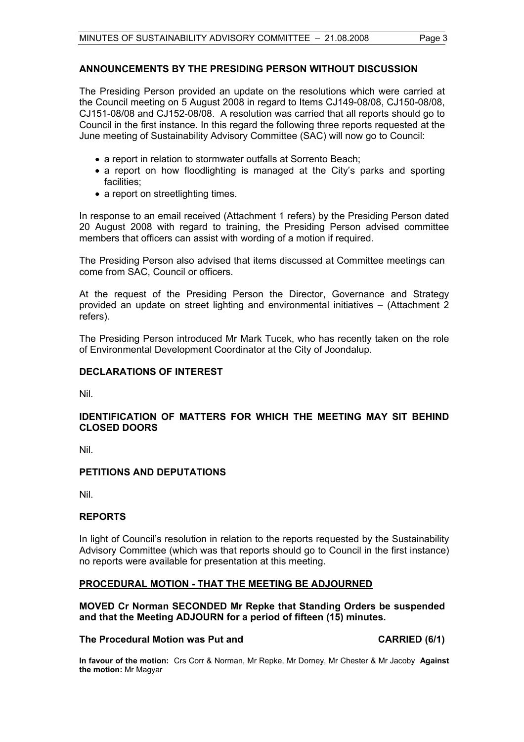## ANNOUNCEMENTS BY THE PRESIDING PERSON WITHOUT DISCUSSION

The Presiding Person provided an update on the resolutions which were carried at the Council meeting on 5 August 2008 in regard to Items CJ149-08/08, CJ150-08/08, CJ151-08/08 and CJ152-08/08. A resolution was carried that all reports should go to Council in the first instance. In this regard the following three reports requested at the June meeting of Sustainability Advisory Committee (SAC) will now go to Council:

- a report in relation to stormwater outfalls at Sorrento Beach;
- a report on how floodlighting is managed at the City's parks and sporting facilities;
- a report on streetlighting times.

In response to an email received (Attachment 1 refers) by the Presiding Person dated 20 August 2008 with regard to training, the Presiding Person advised committee members that officers can assist with wording of a motion if required.

The Presiding Person also advised that items discussed at Committee meetings can come from SAC, Council or officers.

At the request of the Presiding Person the Director, Governance and Strategy provided an update on street lighting and environmental initiatives – (Attachment 2 refers).

The Presiding Person introduced Mr Mark Tucek, who has recently taken on the role of Environmental Development Coordinator at the City of Joondalup.

## DECLARATIONS OF INTEREST

Nil.

## IDENTIFICATION OF MATTERS FOR WHICH THE MEETING MAY SIT BEHIND CLOSED DOORS

Nil.

## PETITIONS AND DEPUTATIONS

Nil.

## REPORTS

In light of Council's resolution in relation to the reports requested by the Sustainability Advisory Committee (which was that reports should go to Council in the first instance) no reports were available for presentation at this meeting.

## PROCEDURAL MOTION - THAT THE MEETING BE ADJOURNED

**MOVED Cr Norman SECONDED Mr Repke that Standing Orders be suspended and that the Meeting ADJOURN for a period of fifteen (15) minutes.**

**The Procedural Motion was Put and CARRIED (6/1)**

**In favour of the motion:** Crs Corr & Norman, Mr Repke, Mr Dorney, Mr Chester & Mr Jacoby **Against the motion:** Mr Magyar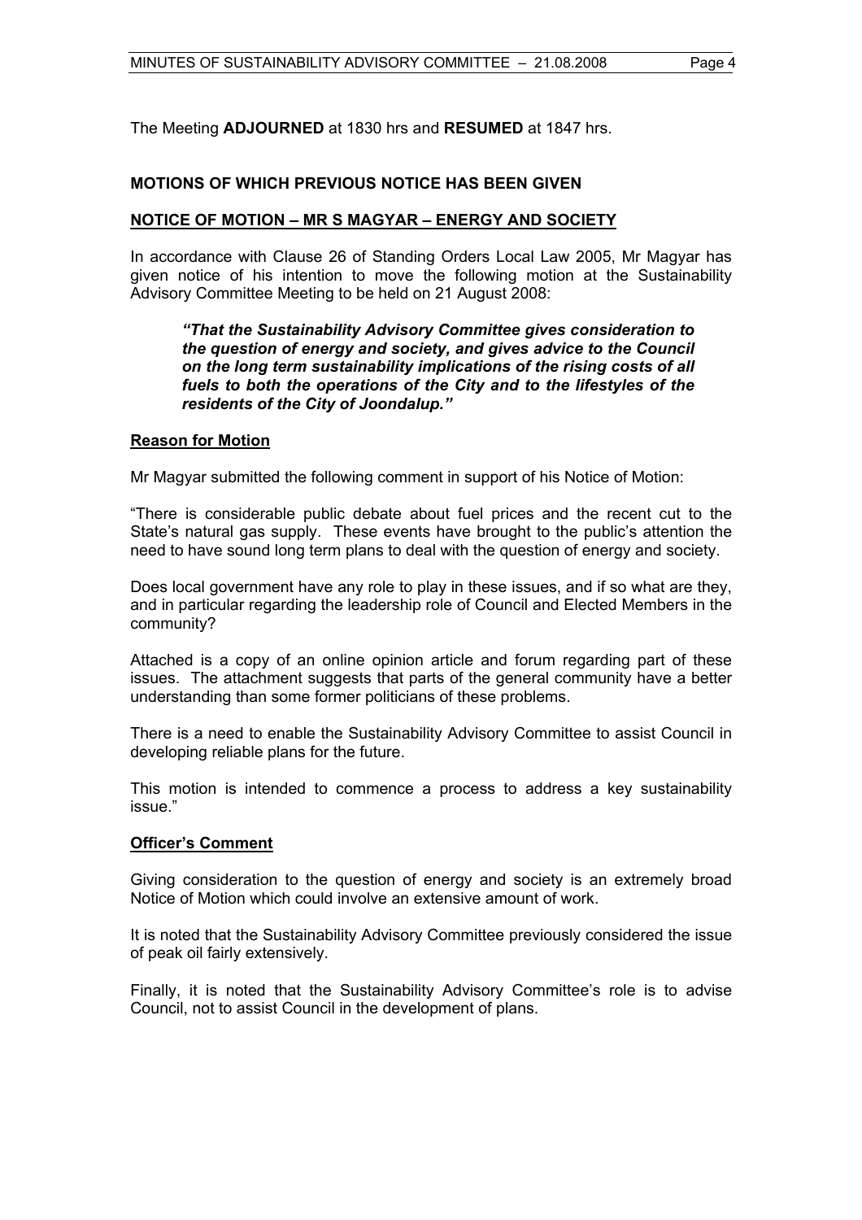The Meeting **ADJOURNED** at 1830 hrs and **RESUMED** at 1847 hrs.

## MOTIONS OF WHICH PREVIOUS NOTICE HAS BEEN GIVEN

### NOTICE OF MOTION – MR S MAGYAR – ENERGY AND SOCIETY

In accordance with Clause 26 of Standing Orders Local Law 2005, Mr Magyar has given notice of his intention to move the following motion at the Sustainability Advisory Committee Meeting to be held on 21 August 2008:

> ***"That the Sustainability Advisory Committee gives consideration to the question of energy and society, and gives advice to the Council on the long term sustainability implications of the rising costs of all fuels to both the operations of the City and to the lifestyles of the residents of the City of Joondalup."***

**Reason for Motion**

Mr Magyar submitted the following comment in support of his Notice of Motion:

"There is considerable public debate about fuel prices and the recent cut to the State's natural gas supply. These events have brought to the public's attention the need to have sound long term plans to deal with the question of energy and society.

Does local government have any role to play in these issues, and if so what are they, and in particular regarding the leadership role of Council and Elected Members in the community?

Attached is a copy of an online opinion article and forum regarding part of these issues. The attachment suggests that parts of the general community have a better understanding than some former politicians of these problems.

There is a need to enable the Sustainability Advisory Committee to assist Council in developing reliable plans for the future.

This motion is intended to commence a process to address a key sustainability issue."

**Officer's Comment**

Giving consideration to the question of energy and society is an extremely broad Notice of Motion which could involve an extensive amount of work.

It is noted that the Sustainability Advisory Committee previously considered the issue of peak oil fairly extensively.

Finally, it is noted that the Sustainability Advisory Committee's role is to advise Council, not to assist Council in the development of plans.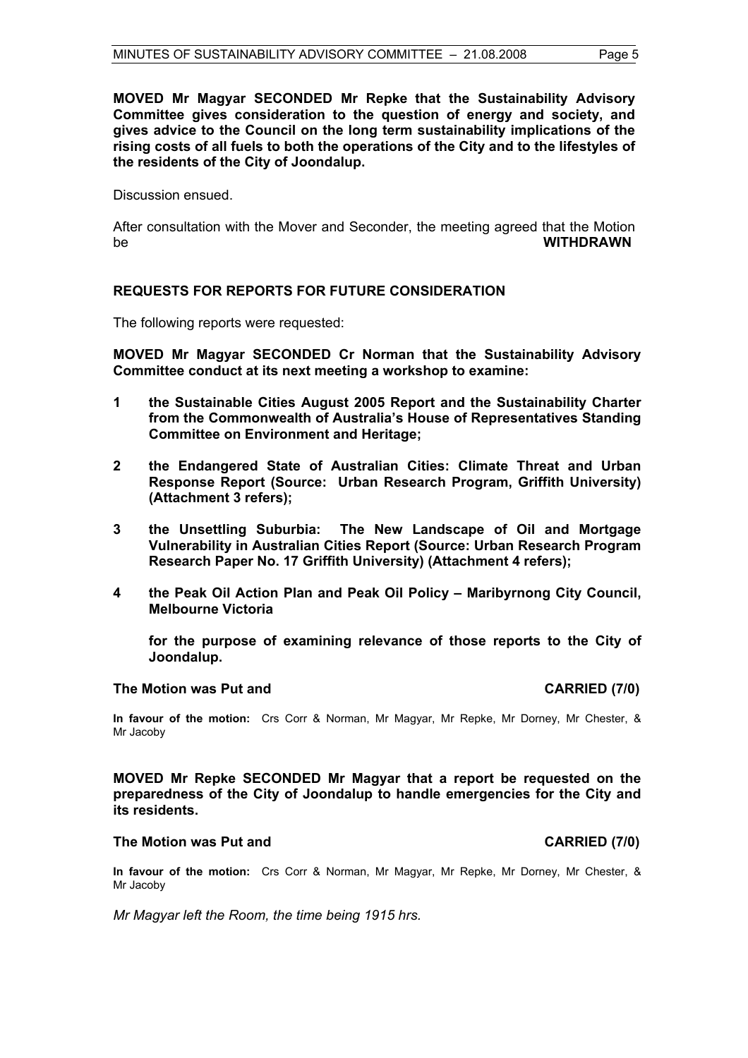**MOVED Mr Magyar SECONDED Mr Repke that the Sustainability Advisory Committee gives consideration to the question of energy and society, and gives advice to the Council on the long term sustainability implications of the rising costs of all fuels to both the operations of the City and to the lifestyles of the residents of the City of Joondalup.**

Discussion ensued.

After consultation with the Mover and Seconder, the meeting agreed that the Motion be **WITHDRAWN**

## REQUESTS FOR REPORTS FOR FUTURE CONSIDERATION

The following reports were requested:

**MOVED Mr Magyar SECONDED Cr Norman that the Sustainability Advisory Committee conduct at its next meeting a workshop to examine:**

**1 the Sustainable Cities August 2005 Report and the Sustainability Charter from the Commonwealth of Australia's House of Representatives Standing Committee on Environment and Heritage;**

**2 the Endangered State of Australian Cities: Climate Threat and Urban Response Report (Source: Urban Research Program, Griffith University) (Attachment 3 refers);**

**3 the Unsettling Suburbia: The New Landscape of Oil and Mortgage Vulnerability in Australian Cities Report (Source: Urban Research Program Research Paper No. 17 Griffith University) (Attachment 4 refers);**

**4 the Peak Oil Action Plan and Peak Oil Policy – Maribyrnong City Council, Melbourne Victoria**

**for the purpose of examining relevance of those reports to the City of Joondalup.**

**The Motion was Put and CARRIED (7/0)**

**In favour of the motion:** Crs Corr & Norman, Mr Magyar, Mr Repke, Mr Dorney, Mr Chester, & Mr Jacoby

**MOVED Mr Repke SECONDED Mr Magyar that a report be requested on the preparedness of the City of Joondalup to handle emergencies for the City and its residents.**

**The Motion was Put and CARRIED (7/0)**

**In favour of the motion:** Crs Corr & Norman, Mr Magyar, Mr Repke, Mr Dorney, Mr Chester, & Mr Jacoby

*Mr Magyar left the Room, the time being 1915 hrs.*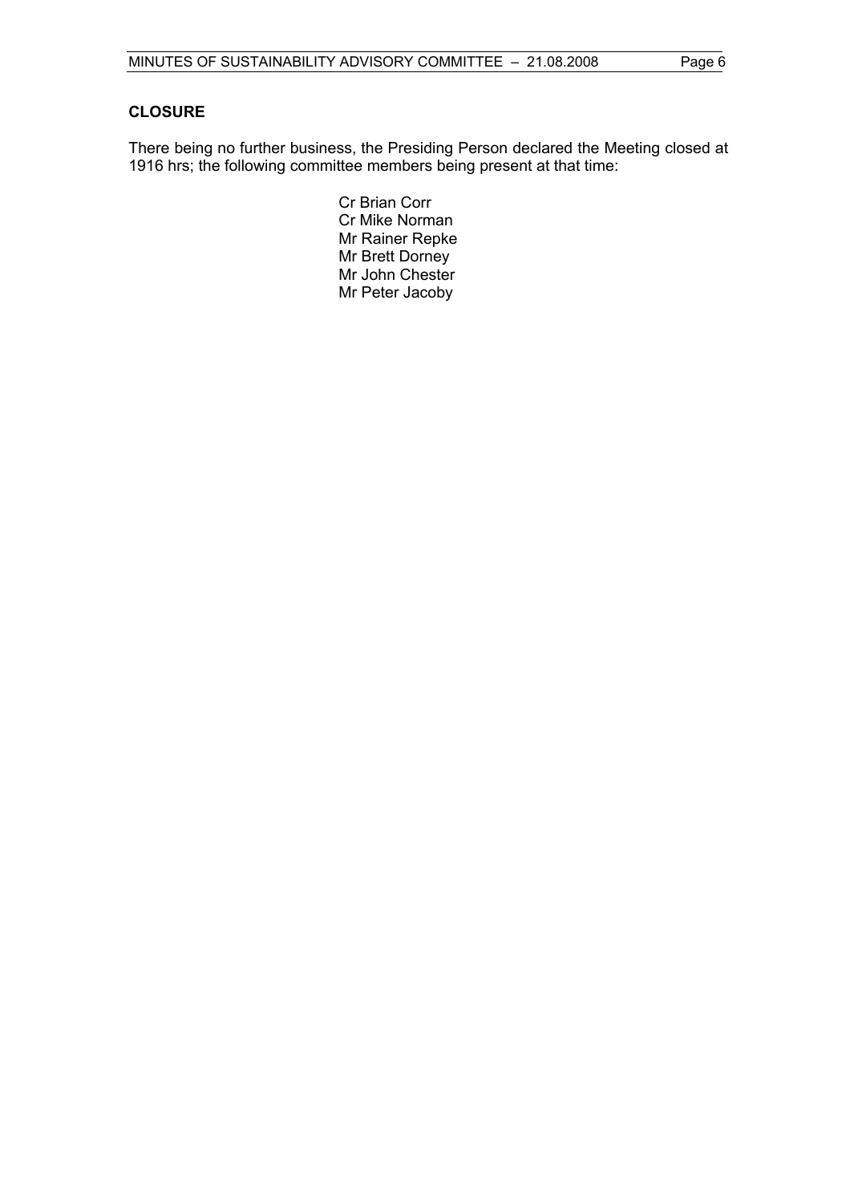## CLOSURE

There being no further business, the Presiding Person declared the Meeting closed at 1916 hrs; the following committee members being present at that time:

Cr Brian Corr
Cr Mike Norman
Mr Rainer Repke
Mr Brett Dorney
Mr John Chester
Mr Peter Jacoby